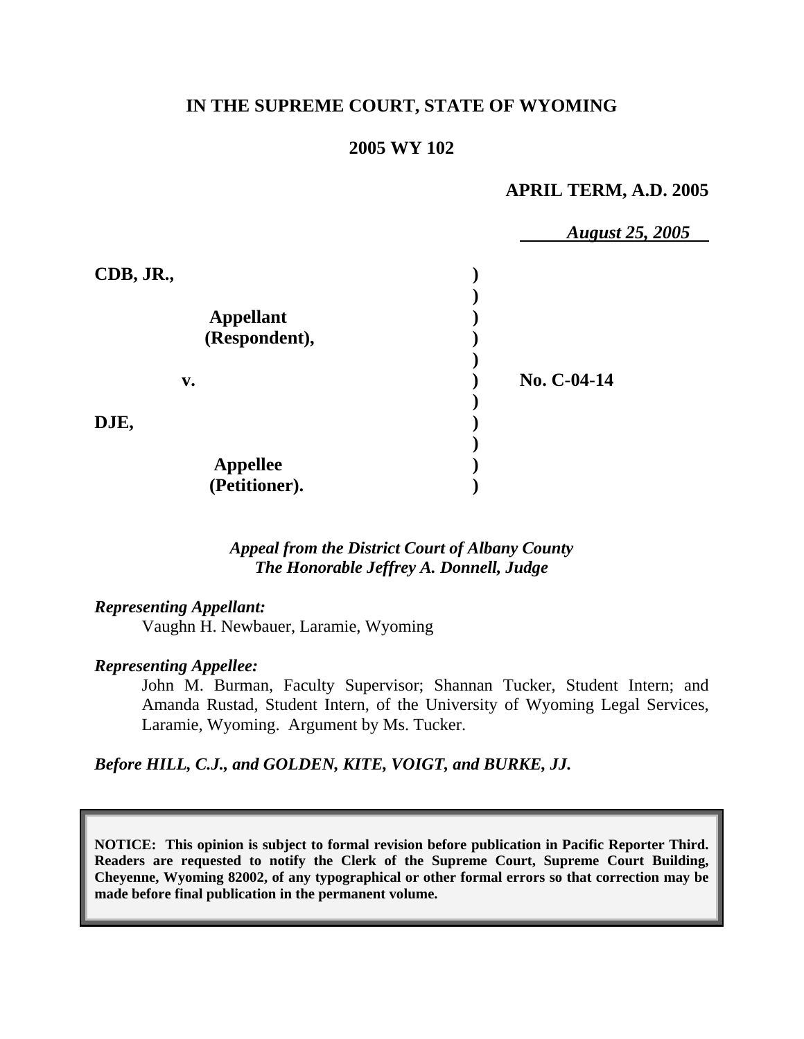**IN THE SUPREME COURT, STATE OF WYOMING**

**2005 WY 102**

**APRIL TERM, A.D. 2005**

*August 25, 2005*

| | | |
|---|---|---|
| **CDB, JR.,** | ) | |
| | ) | |
| **Appellant** | ) | |
| **(Respondent),** | ) | |
| | ) | |
| **v.** | ) | **No. C-04-14** |
| | ) | |
| **DJE,** | ) | |
| | ) | |
| **Appellee** | ) | |
| **(Petitioner).** | ) | |

*Appeal from the District Court of Albany County*
*The Honorable Jeffrey A. Donnell, Judge*

*Representing Appellant:*

Vaughn H. Newbauer, Laramie, Wyoming

*Representing Appellee:*

John M. Burman, Faculty Supervisor; Shannan Tucker, Student Intern; and Amanda Rustad, Student Intern, of the University of Wyoming Legal Services, Laramie, Wyoming. Argument by Ms. Tucker.

***Before HILL, C.J., and GOLDEN, KITE, VOIGT, and BURKE, JJ.***

**NOTICE: This opinion is subject to formal revision before publication in Pacific Reporter Third. Readers are requested to notify the Clerk of the Supreme Court, Supreme Court Building, Cheyenne, Wyoming 82002, of any typographical or other formal errors so that correction may be made before final publication in the permanent volume.**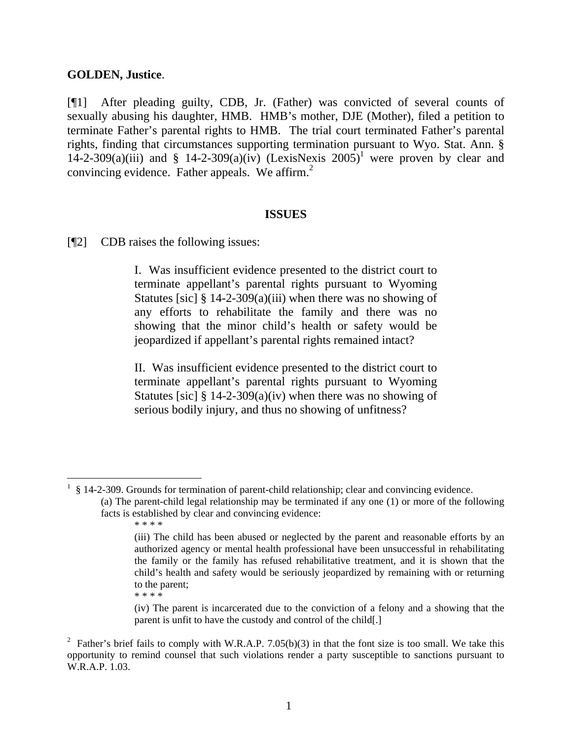**GOLDEN, Justice**.

[¶1] After pleading guilty, CDB, Jr. (Father) was convicted of several counts of sexually abusing his daughter, HMB. HMB's mother, DJE (Mother), filed a petition to terminate Father's parental rights to HMB. The trial court terminated Father's parental rights, finding that circumstances supporting termination pursuant to Wyo. Stat. Ann. § 14-2-309(a)(iii) and § 14-2-309(a)(iv) (LexisNexis 2005)[1] were proven by clear and convincing evidence. Father appeals. We affirm.[2]

## ISSUES

[¶2] CDB raises the following issues:

> I. Was insufficient evidence presented to the district court to terminate appellant's parental rights pursuant to Wyoming Statutes [sic] § 14-2-309(a)(iii) when there was no showing of any efforts to rehabilitate the family and there was no showing that the minor child's health or safety would be jeopardized if appellant's parental rights remained intact?
>
> II. Was insufficient evidence presented to the district court to terminate appellant's parental rights pursuant to Wyoming Statutes [sic] § 14-2-309(a)(iv) when there was no showing of serious bodily injury, and thus no showing of unfitness?

---

[1] § 14-2-309. Grounds for termination of parent-child relationship; clear and convincing evidence.

> (a) The parent-child legal relationship may be terminated if any one (1) or more of the following facts is established by clear and convincing evidence:
>
> * * * *
>
> (iii) The child has been abused or neglected by the parent and reasonable efforts by an authorized agency or mental health professional have been unsuccessful in rehabilitating the family or the family has refused rehabilitative treatment, and it is shown that the child's health and safety would be seriously jeopardized by remaining with or returning to the parent;
>
> * * * *
>
> (iv) The parent is incarcerated due to the conviction of a felony and a showing that the parent is unfit to have the custody and control of the child[.]

[2] Father's brief fails to comply with W.R.A.P. 7.05(b)(3) in that the font size is too small. We take this opportunity to remind counsel that such violations render a party susceptible to sanctions pursuant to W.R.A.P. 1.03.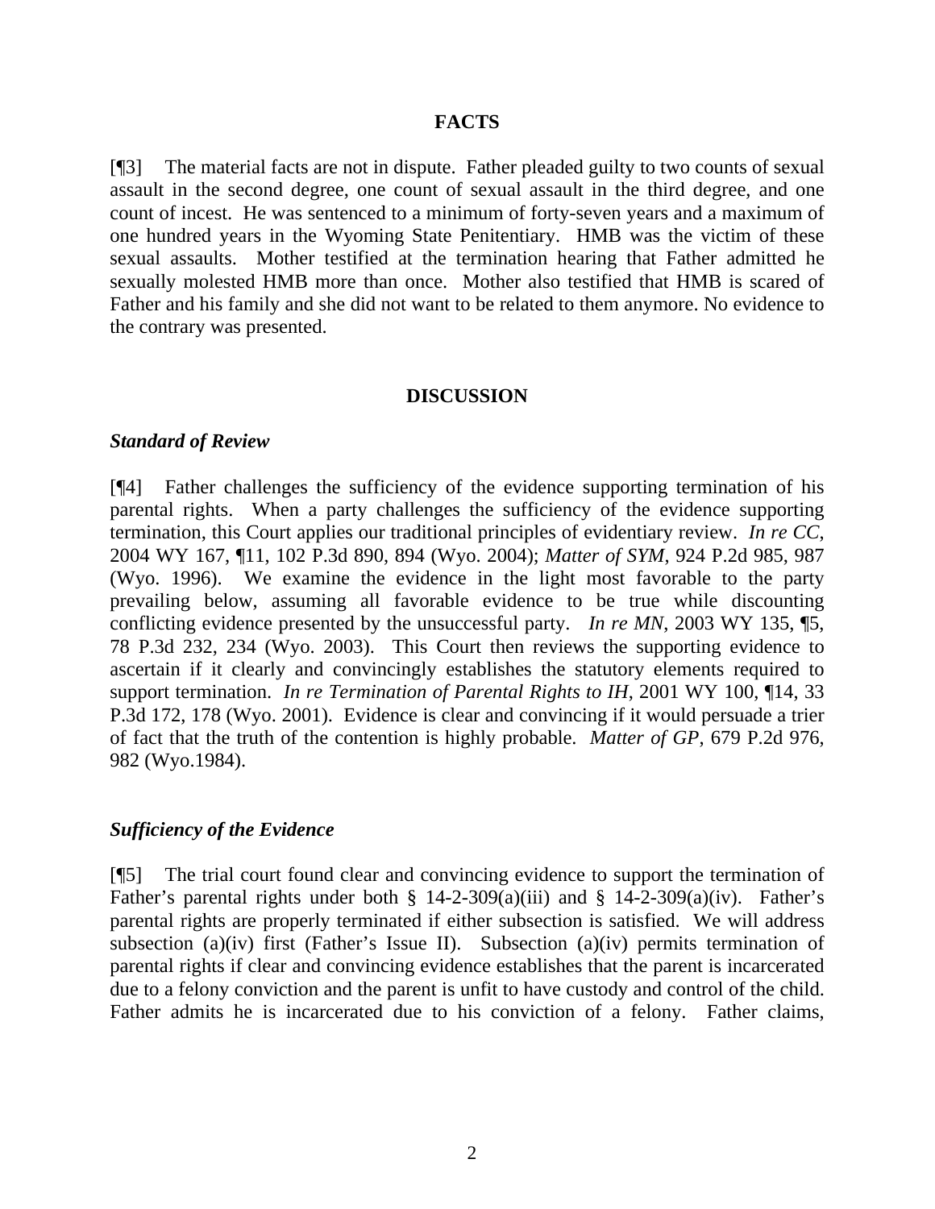## FACTS

[¶3] The material facts are not in dispute. Father pleaded guilty to two counts of sexual assault in the second degree, one count of sexual assault in the third degree, and one count of incest. He was sentenced to a minimum of forty-seven years and a maximum of one hundred years in the Wyoming State Penitentiary. HMB was the victim of these sexual assaults. Mother testified at the termination hearing that Father admitted he sexually molested HMB more than once. Mother also testified that HMB is scared of Father and his family and she did not want to be related to them anymore. No evidence to the contrary was presented.

## DISCUSSION

### *Standard of Review*

[¶4] Father challenges the sufficiency of the evidence supporting termination of his parental rights. When a party challenges the sufficiency of the evidence supporting termination, this Court applies our traditional principles of evidentiary review. *In re CC*, 2004 WY 167, ¶11, 102 P.3d 890, 894 (Wyo. 2004); *Matter of SYM*, 924 P.2d 985, 987 (Wyo. 1996). We examine the evidence in the light most favorable to the party prevailing below, assuming all favorable evidence to be true while discounting conflicting evidence presented by the unsuccessful party. *In re MN*, 2003 WY 135, ¶5, 78 P.3d 232, 234 (Wyo. 2003). This Court then reviews the supporting evidence to ascertain if it clearly and convincingly establishes the statutory elements required to support termination. *In re Termination of Parental Rights to IH*, 2001 WY 100, ¶14, 33 P.3d 172, 178 (Wyo. 2001). Evidence is clear and convincing if it would persuade a trier of fact that the truth of the contention is highly probable. *Matter of GP*, 679 P.2d 976, 982 (Wyo.1984).

### *Sufficiency of the Evidence*

[¶5] The trial court found clear and convincing evidence to support the termination of Father's parental rights under both § 14-2-309(a)(iii) and § 14-2-309(a)(iv). Father's parental rights are properly terminated if either subsection is satisfied. We will address subsection (a)(iv) first (Father's Issue II). Subsection (a)(iv) permits termination of parental rights if clear and convincing evidence establishes that the parent is incarcerated due to a felony conviction and the parent is unfit to have custody and control of the child. Father admits he is incarcerated due to his conviction of a felony. Father claims,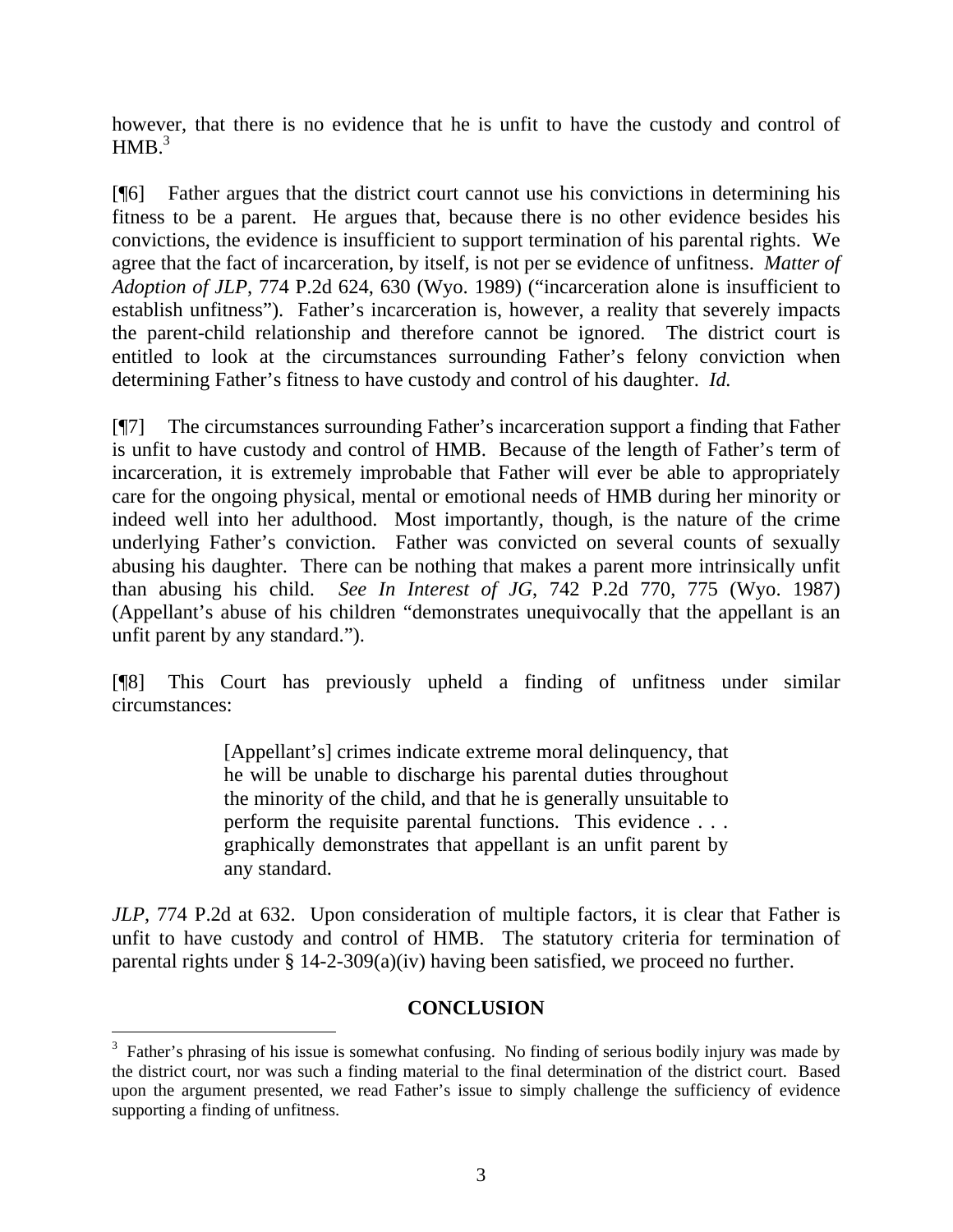however, that there is no evidence that he is unfit to have the custody and control of HMB.[3]

[¶6] Father argues that the district court cannot use his convictions in determining his fitness to be a parent. He argues that, because there is no other evidence besides his convictions, the evidence is insufficient to support termination of his parental rights. We agree that the fact of incarceration, by itself, is not per se evidence of unfitness. *Matter of Adoption of JLP*, 774 P.2d 624, 630 (Wyo. 1989) ("incarceration alone is insufficient to establish unfitness"). Father's incarceration is, however, a reality that severely impacts the parent-child relationship and therefore cannot be ignored. The district court is entitled to look at the circumstances surrounding Father's felony conviction when determining Father's fitness to have custody and control of his daughter. *Id.*

[¶7] The circumstances surrounding Father's incarceration support a finding that Father is unfit to have custody and control of HMB. Because of the length of Father's term of incarceration, it is extremely improbable that Father will ever be able to appropriately care for the ongoing physical, mental or emotional needs of HMB during her minority or indeed well into her adulthood. Most importantly, though, is the nature of the crime underlying Father's conviction. Father was convicted on several counts of sexually abusing his daughter. There can be nothing that makes a parent more intrinsically unfit than abusing his child. *See In Interest of JG*, 742 P.2d 770, 775 (Wyo. 1987) (Appellant's abuse of his children "demonstrates unequivocally that the appellant is an unfit parent by any standard.").

[¶8] This Court has previously upheld a finding of unfitness under similar circumstances:

> [Appellant's] crimes indicate extreme moral delinquency, that he will be unable to discharge his parental duties throughout the minority of the child, and that he is generally unsuitable to perform the requisite parental functions. This evidence . . . graphically demonstrates that appellant is an unfit parent by any standard.

*JLP*, 774 P.2d at 632. Upon consideration of multiple factors, it is clear that Father is unfit to have custody and control of HMB. The statutory criteria for termination of parental rights under § 14-2-309(a)(iv) having been satisfied, we proceed no further.

## CONCLUSION

[3] Father's phrasing of his issue is somewhat confusing. No finding of serious bodily injury was made by the district court, nor was such a finding material to the final determination of the district court. Based upon the argument presented, we read Father's issue to simply challenge the sufficiency of evidence supporting a finding of unfitness.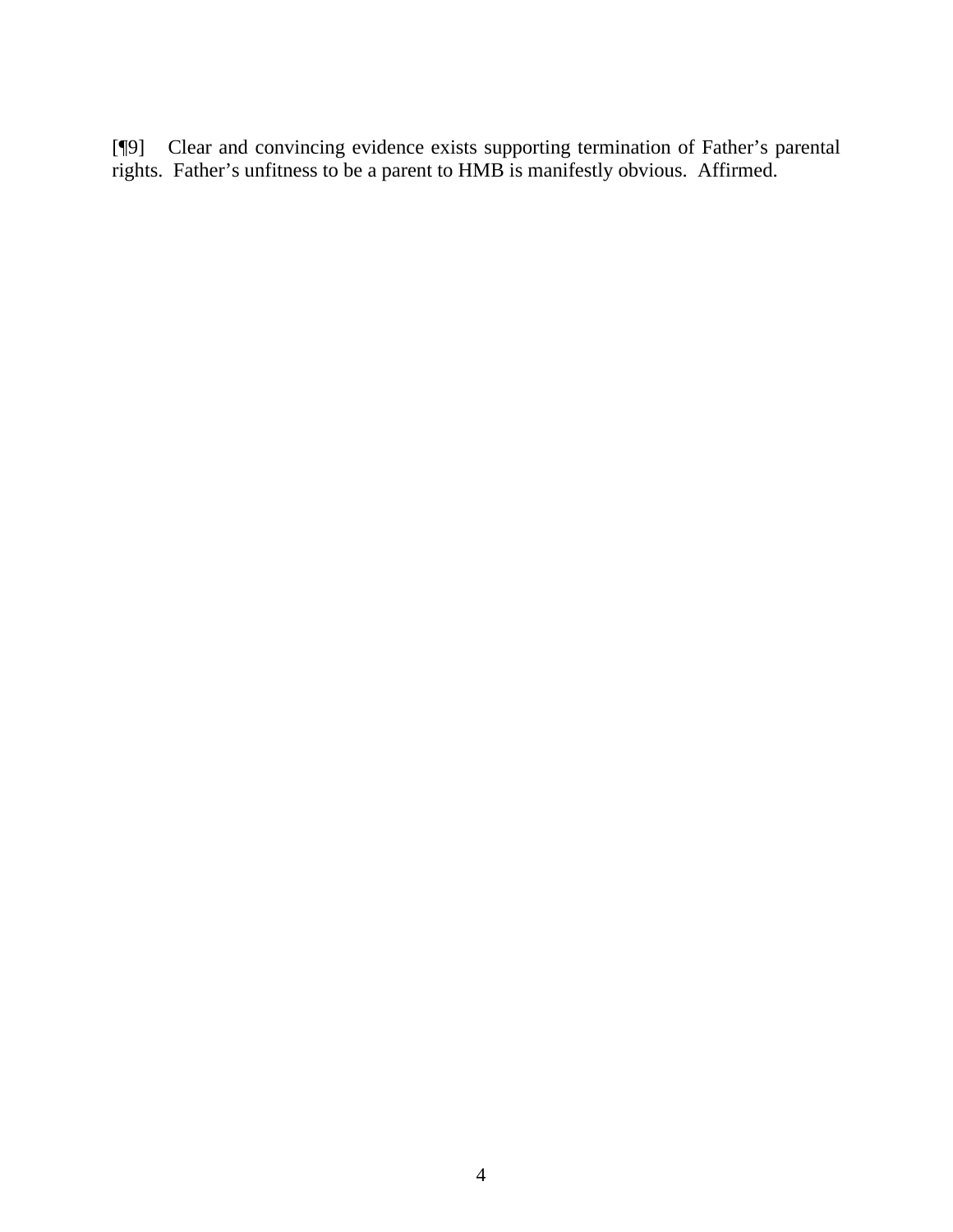[¶9] Clear and convincing evidence exists supporting termination of Father's parental rights. Father's unfitness to be a parent to HMB is manifestly obvious. Affirmed.